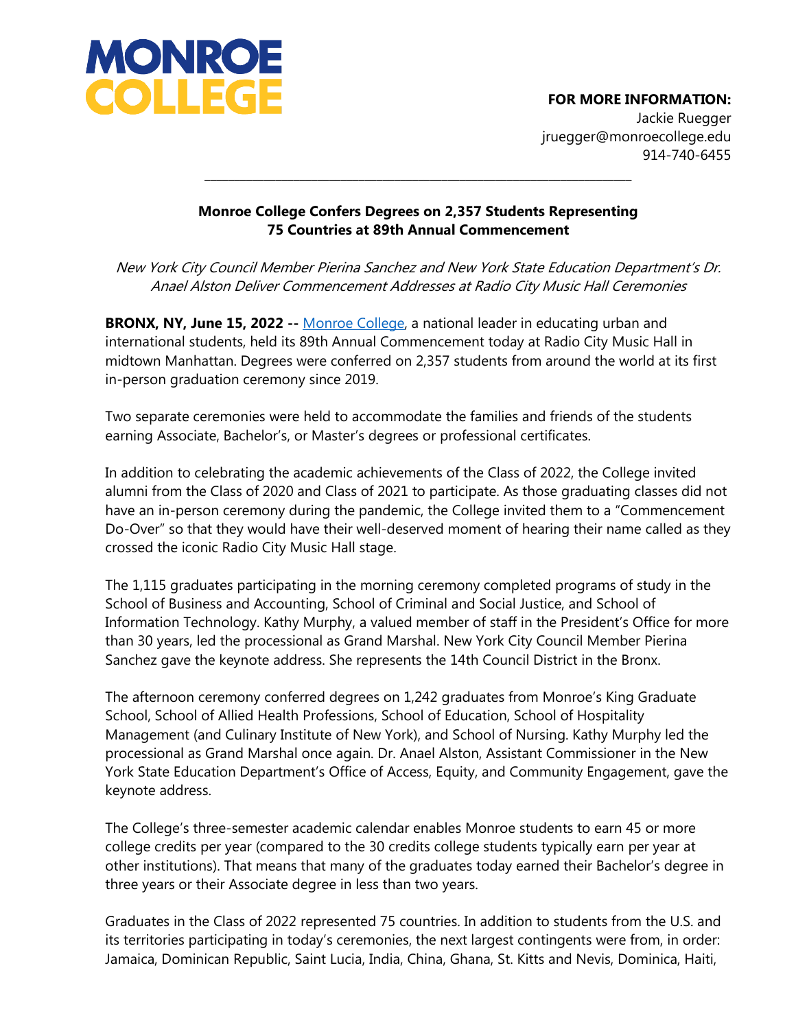**MONROE COLLEGE**

**FOR MORE INFORMATION:**
Jackie Ruegger
jruegger@monroecollege.edu
914-740-6455

---

# Monroe College Confers Degrees on 2,357 Students Representing 75 Countries at 89th Annual Commencement

*New York City Council Member Pierina Sanchez and New York State Education Department's Dr. Anael Alston Deliver Commencement Addresses at Radio City Music Hall Ceremonies*

**BRONX, NY, June 15, 2022 --** Monroe College, a national leader in educating urban and international students, held its 89th Annual Commencement today at Radio City Music Hall in midtown Manhattan. Degrees were conferred on 2,357 students from around the world at its first in-person graduation ceremony since 2019.

Two separate ceremonies were held to accommodate the families and friends of the students earning Associate, Bachelor's, or Master's degrees or professional certificates.

In addition to celebrating the academic achievements of the Class of 2022, the College invited alumni from the Class of 2020 and Class of 2021 to participate. As those graduating classes did not have an in-person ceremony during the pandemic, the College invited them to a "Commencement Do-Over" so that they would have their well-deserved moment of hearing their name called as they crossed the iconic Radio City Music Hall stage.

The 1,115 graduates participating in the morning ceremony completed programs of study in the School of Business and Accounting, School of Criminal and Social Justice, and School of Information Technology. Kathy Murphy, a valued member of staff in the President's Office for more than 30 years, led the processional as Grand Marshal. New York City Council Member Pierina Sanchez gave the keynote address. She represents the 14th Council District in the Bronx.

The afternoon ceremony conferred degrees on 1,242 graduates from Monroe's King Graduate School, School of Allied Health Professions, School of Education, School of Hospitality Management (and Culinary Institute of New York), and School of Nursing. Kathy Murphy led the processional as Grand Marshal once again. Dr. Anael Alston, Assistant Commissioner in the New York State Education Department's Office of Access, Equity, and Community Engagement, gave the keynote address.

The College's three-semester academic calendar enables Monroe students to earn 45 or more college credits per year (compared to the 30 credits college students typically earn per year at other institutions). That means that many of the graduates today earned their Bachelor's degree in three years or their Associate degree in less than two years.

Graduates in the Class of 2022 represented 75 countries. In addition to students from the U.S. and its territories participating in today's ceremonies, the next largest contingents were from, in order: Jamaica, Dominican Republic, Saint Lucia, India, China, Ghana, St. Kitts and Nevis, Dominica, Haiti,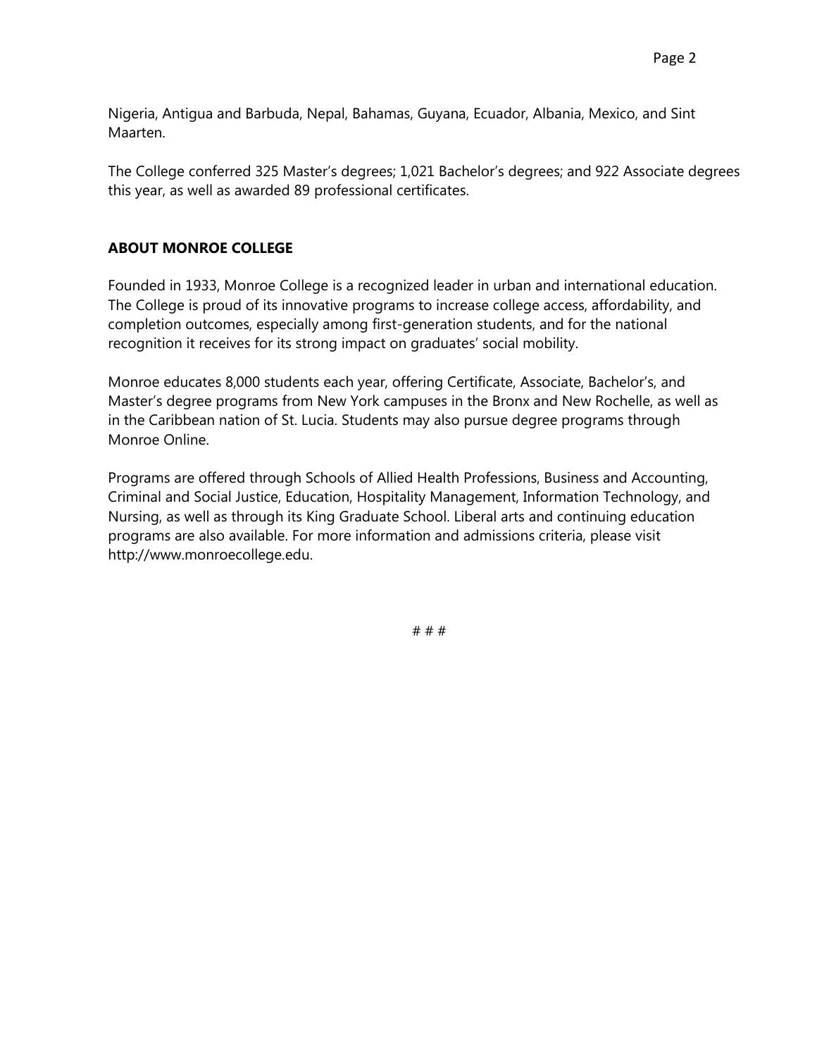Nigeria, Antigua and Barbuda, Nepal, Bahamas, Guyana, Ecuador, Albania, Mexico, and Sint Maarten.

The College conferred 325 Master's degrees; 1,021 Bachelor's degrees; and 922 Associate degrees this year, as well as awarded 89 professional certificates.

**ABOUT MONROE COLLEGE**

Founded in 1933, Monroe College is a recognized leader in urban and international education. The College is proud of its innovative programs to increase college access, affordability, and completion outcomes, especially among first-generation students, and for the national recognition it receives for its strong impact on graduates' social mobility.

Monroe educates 8,000 students each year, offering Certificate, Associate, Bachelor's, and Master's degree programs from New York campuses in the Bronx and New Rochelle, as well as in the Caribbean nation of St. Lucia. Students may also pursue degree programs through Monroe Online.

Programs are offered through Schools of Allied Health Professions, Business and Accounting, Criminal and Social Justice, Education, Hospitality Management, Information Technology, and Nursing, as well as through its King Graduate School. Liberal arts and continuing education programs are also available. For more information and admissions criteria, please visit http://www.monroecollege.edu.

# # #